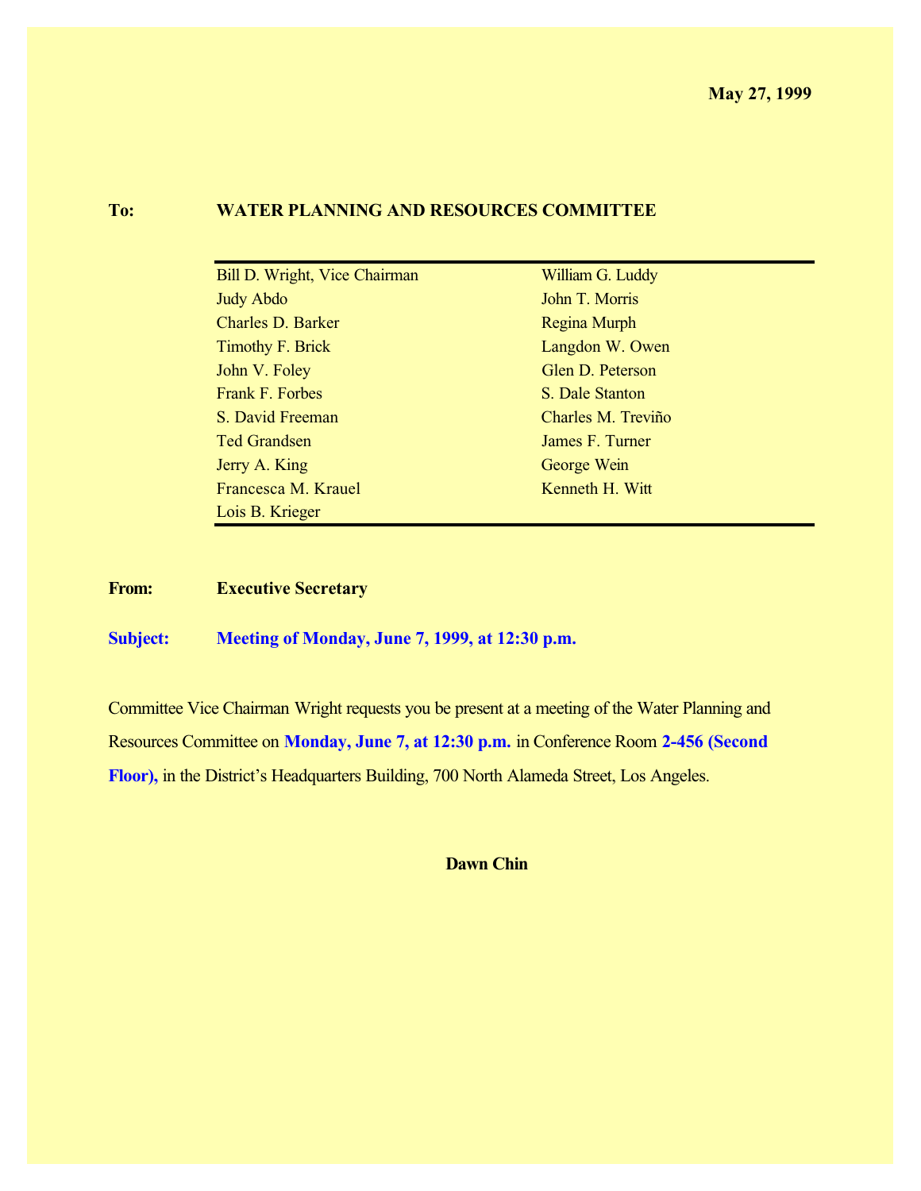**May 27, 1999**

**To:** **WATER PLANNING AND RESOURCES COMMITTEE**

| | |
|---|---|
| Bill D. Wright, Vice Chairman | William G. Luddy |
| Judy Abdo | John T. Morris |
| Charles D. Barker | Regina Murph |
| Timothy F. Brick | Langdon W. Owen |
| John V. Foley | Glen D. Peterson |
| Frank F. Forbes | S. Dale Stanton |
| S. David Freeman | Charles M. Treviño |
| Ted Grandsen | James F. Turner |
| Jerry A. King | George Wein |
| Francesca M. Krauel | Kenneth H. Witt |
| Lois B. Krieger | |

**From:** **Executive Secretary**

**Subject:** **Meeting of Monday, June 7, 1999, at 12:30 p.m.**

Committee Vice Chairman Wright requests you be present at a meeting of the Water Planning and Resources Committee on **Monday, June 7, at 12:30 p.m.** in Conference Room **2-456 (Second Floor),** in the District's Headquarters Building, 700 North Alameda Street, Los Angeles.

**Dawn Chin**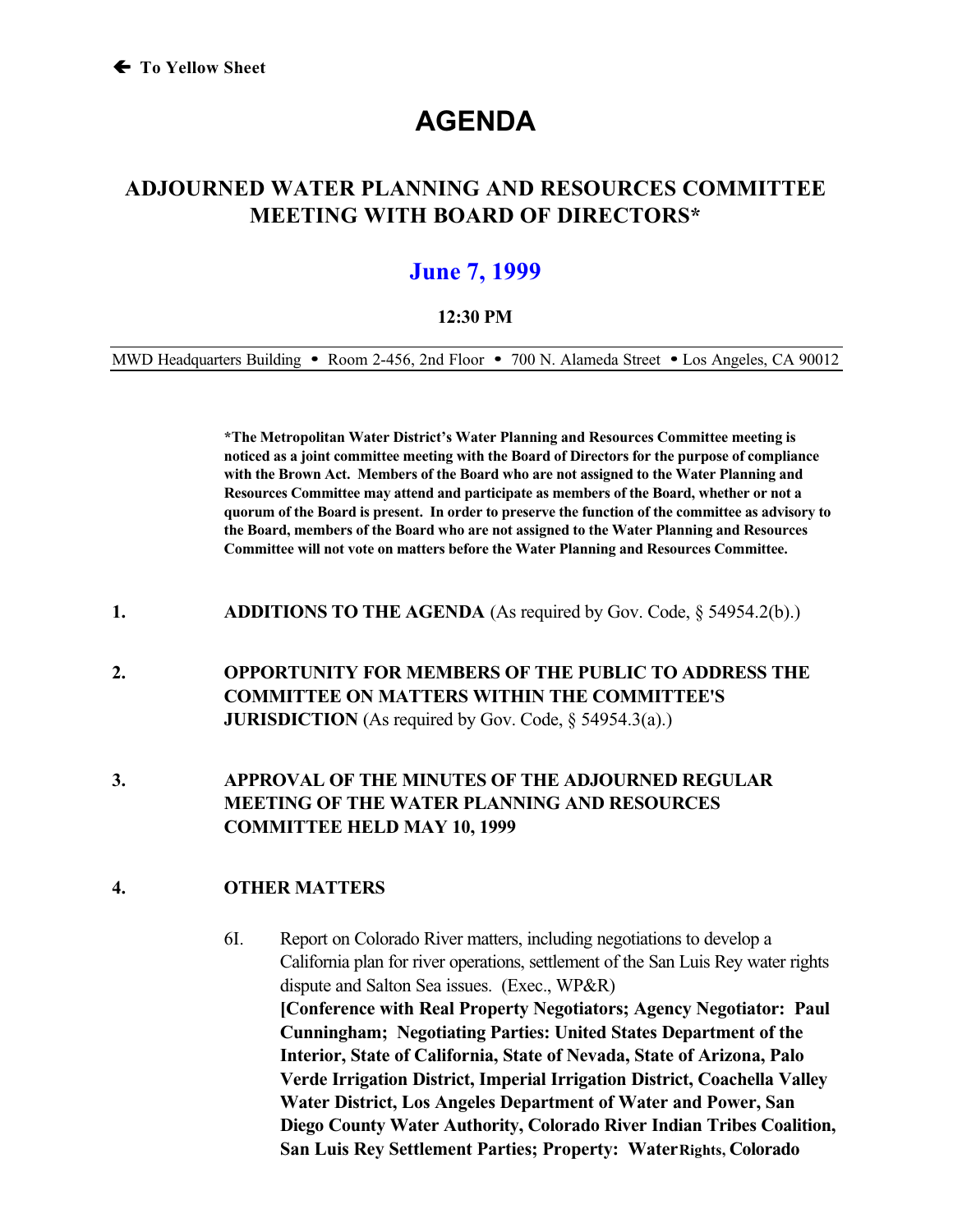← To Yellow Sheet

# AGENDA

## ADJOURNED WATER PLANNING AND RESOURCES COMMITTEE MEETING WITH BOARD OF DIRECTORS*

## June 7, 1999

**12:30 PM**

MWD Headquarters Building • Room 2-456, 2nd Floor • 700 N. Alameda Street • Los Angeles, CA 90012

**\*The Metropolitan Water District's Water Planning and Resources Committee meeting is noticed as a joint committee meeting with the Board of Directors for the purpose of compliance with the Brown Act. Members of the Board who are not assigned to the Water Planning and Resources Committee may attend and participate as members of the Board, whether or not a quorum of the Board is present. In order to preserve the function of the committee as advisory to the Board, members of the Board who are not assigned to the Water Planning and Resources Committee will not vote on matters before the Water Planning and Resources Committee.**

1. **ADDITIONS TO THE AGENDA** (As required by Gov. Code, § 54954.2(b).)

2. **OPPORTUNITY FOR MEMBERS OF THE PUBLIC TO ADDRESS THE COMMITTEE ON MATTERS WITHIN THE COMMITTEE'S JURISDICTION** (As required by Gov. Code, § 54954.3(a).)

3. **APPROVAL OF THE MINUTES OF THE ADJOURNED REGULAR MEETING OF THE WATER PLANNING AND RESOURCES COMMITTEE HELD MAY 10, 1999**

4. **OTHER MATTERS**

   6I. Report on Colorado River matters, including negotiations to develop a California plan for river operations, settlement of the San Luis Rey water rights dispute and Salton Sea issues. (Exec., WP&R)
   **[Conference with Real Property Negotiators; Agency Negotiator: Paul Cunningham; Negotiating Parties: United States Department of the Interior, State of California, State of Nevada, State of Arizona, Palo Verde Irrigation District, Imperial Irrigation District, Coachella Valley Water District, Los Angeles Department of Water and Power, San Diego County Water Authority, Colorado River Indian Tribes Coalition, San Luis Rey Settlement Parties; Property: Water Rights, Colorado**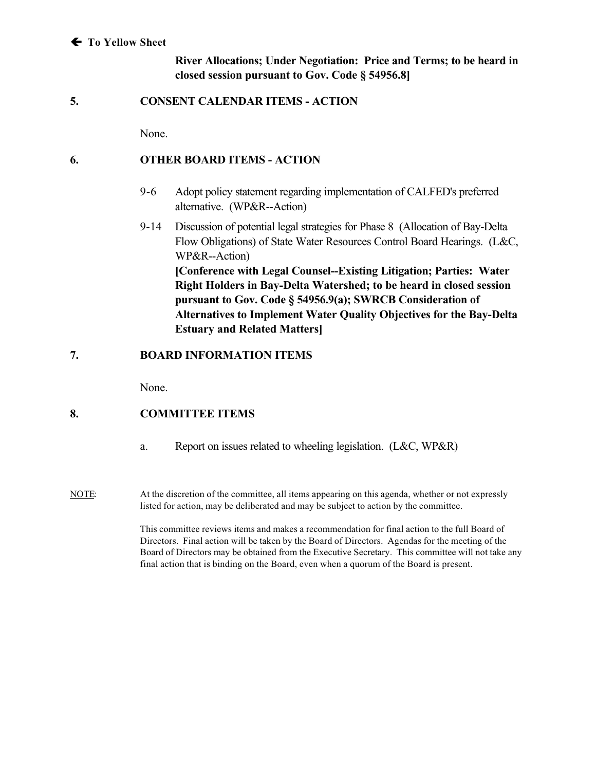← To Yellow Sheet

**River Allocations; Under Negotiation: Price and Terms; to be heard in closed session pursuant to Gov. Code § 54956.8]**

## 5. CONSENT CALENDAR ITEMS - ACTION

None.

## 6. OTHER BOARD ITEMS - ACTION

9-6 Adopt policy statement regarding implementation of CALFED's preferred alternative. (WP&R--Action)

9-14 Discussion of potential legal strategies for Phase 8 (Allocation of Bay-Delta Flow Obligations) of State Water Resources Control Board Hearings. (L&C, WP&R--Action)
**[Conference with Legal Counsel--Existing Litigation; Parties: Water Right Holders in Bay-Delta Watershed; to be heard in closed session pursuant to Gov. Code § 54956.9(a); SWRCB Consideration of Alternatives to Implement Water Quality Objectives for the Bay-Delta Estuary and Related Matters]**

## 7. BOARD INFORMATION ITEMS

None.

## 8. COMMITTEE ITEMS

a. Report on issues related to wheeling legislation. (L&C, WP&R)

NOTE: At the discretion of the committee, all items appearing on this agenda, whether or not expressly listed for action, may be deliberated and may be subject to action by the committee.

This committee reviews items and makes a recommendation for final action to the full Board of Directors. Final action will be taken by the Board of Directors. Agendas for the meeting of the Board of Directors may be obtained from the Executive Secretary. This committee will not take any final action that is binding on the Board, even when a quorum of the Board is present.